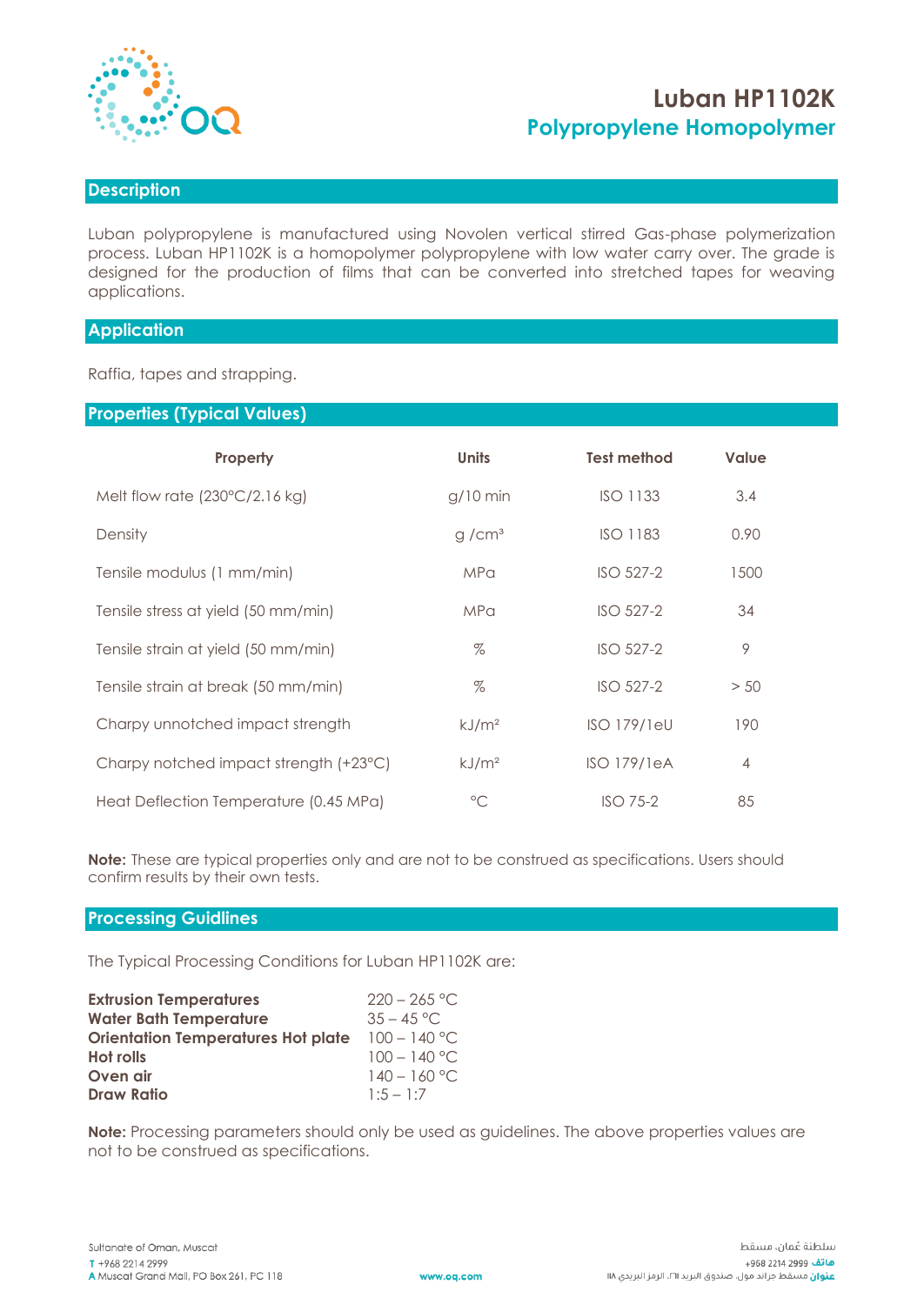# Luban HP1102K

## Polypropylene Homopolymer

### Description

Luban polypropylene is manufactured using Novolen vertical stirred Gas-phase polymerization process. Luban HP1102K is a homopolymer polypropylene with low water carry over. The grade is designed for the production of films that can be converted into stretched tapes for weaving applications.

### Application

Raffia, tapes and strapping.

### Properties (Typical Values)

| Property | Units | Test method | Value |
|---|---|---|---|
| Melt flow rate (230°C/2.16 kg) | g/10 min | ISO 1133 | 3.4 |
| Density | g /cm³ | ISO 1183 | 0.90 |
| Tensile modulus (1 mm/min) | MPa | ISO 527-2 | 1500 |
| Tensile stress at yield (50 mm/min) | MPa | ISO 527-2 | 34 |
| Tensile strain at yield (50 mm/min) | % | ISO 527-2 | 9 |
| Tensile strain at break (50 mm/min) | % | ISO 527-2 | > 50 |
| Charpy unnotched impact strength | kJ/m² | ISO 179/1eU | 190 |
| Charpy notched impact strength (+23°C) | kJ/m² | ISO 179/1eA | 4 |
| Heat Deflection Temperature (0.45 MPa) | °C | ISO 75-2 | 85 |

**Note:** These are typical properties only and are not to be construed as specifications. Users should confirm results by their own tests.

### Processing Guidlines

The Typical Processing Conditions for Luban HP1102K are:

| | |
|---|---|
| **Extrusion Temperatures** | 220 – 265 °C |
| **Water Bath Temperature** | 35 – 45 °C |
| **Orientation Temperatures Hot plate** | 100 – 140 °C |
| **Hot rolls** | 100 – 140 °C |
| **Oven air** | 140 – 160 °C |
| **Draw Ratio** | 1:5 – 1:7 |

**Note:** Processing parameters should only be used as guidelines. The above properties values are not to be construed as specifications.

Sultanate of Oman, Muscat
T +968 2214 2999
A Muscat Grand Mall, PO Box 261, PC 118

www.oq.com

سلطنة عُمان، مسقط
هاتف 2999 2214 968+
عنوان مسقط جراند مول، صندوق البريد ٢٦١، الرمز البريدي ١١٨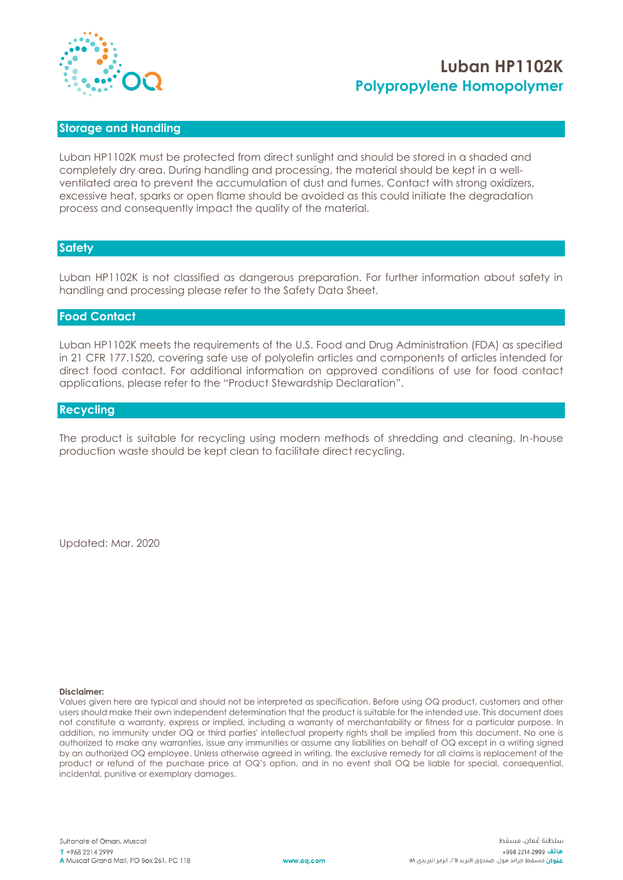# Luban HP1102K
## Polypropylene Homopolymer

## Storage and Handling

Luban HP1102K must be protected from direct sunlight and should be stored in a shaded and completely dry area. During handling and processing, the material should be kept in a well-ventilated area to prevent the accumulation of dust and fumes. Contact with strong oxidizers, excessive heat, sparks or open flame should be avoided as this could initiate the degradation process and consequently impact the quality of the material.

## Safety

Luban HP1102K is not classified as dangerous preparation. For further information about safety in handling and processing please refer to the Safety Data Sheet.

## Food Contact

Luban HP1102K meets the requirements of the U.S. Food and Drug Administration (FDA) as specified in 21 CFR 177.1520, covering safe use of polyolefin articles and components of articles intended for direct food contact. For additional information on approved conditions of use for food contact applications, please refer to the "Product Stewardship Declaration".

## Recycling

The product is suitable for recycling using modern methods of shredding and cleaning. In-house production waste should be kept clean to facilitate direct recycling.

Updated: Mar. 2020

**Disclaimer:**
Values given here are typical and should not be interpreted as specification. Before using OQ product, customers and other users should make their own independent determination that the product is suitable for the intended use. This document does not constitute a warranty, express or implied, including a warranty of merchantability or fitness for a particular purpose. In addition, no immunity under OQ or third parties' intellectual property rights shall be implied from this document. No one is authorized to make any warranties, issue any immunities or assume any liabilities on behalf of OQ except in a writing signed by an authorized OQ employee. Unless otherwise agreed in writing, the exclusive remedy for all claims is replacement of the product or refund of the purchase price at OQ's option, and in no event shall OQ be liable for special, consequential, incidental, punitive or exemplary damages.